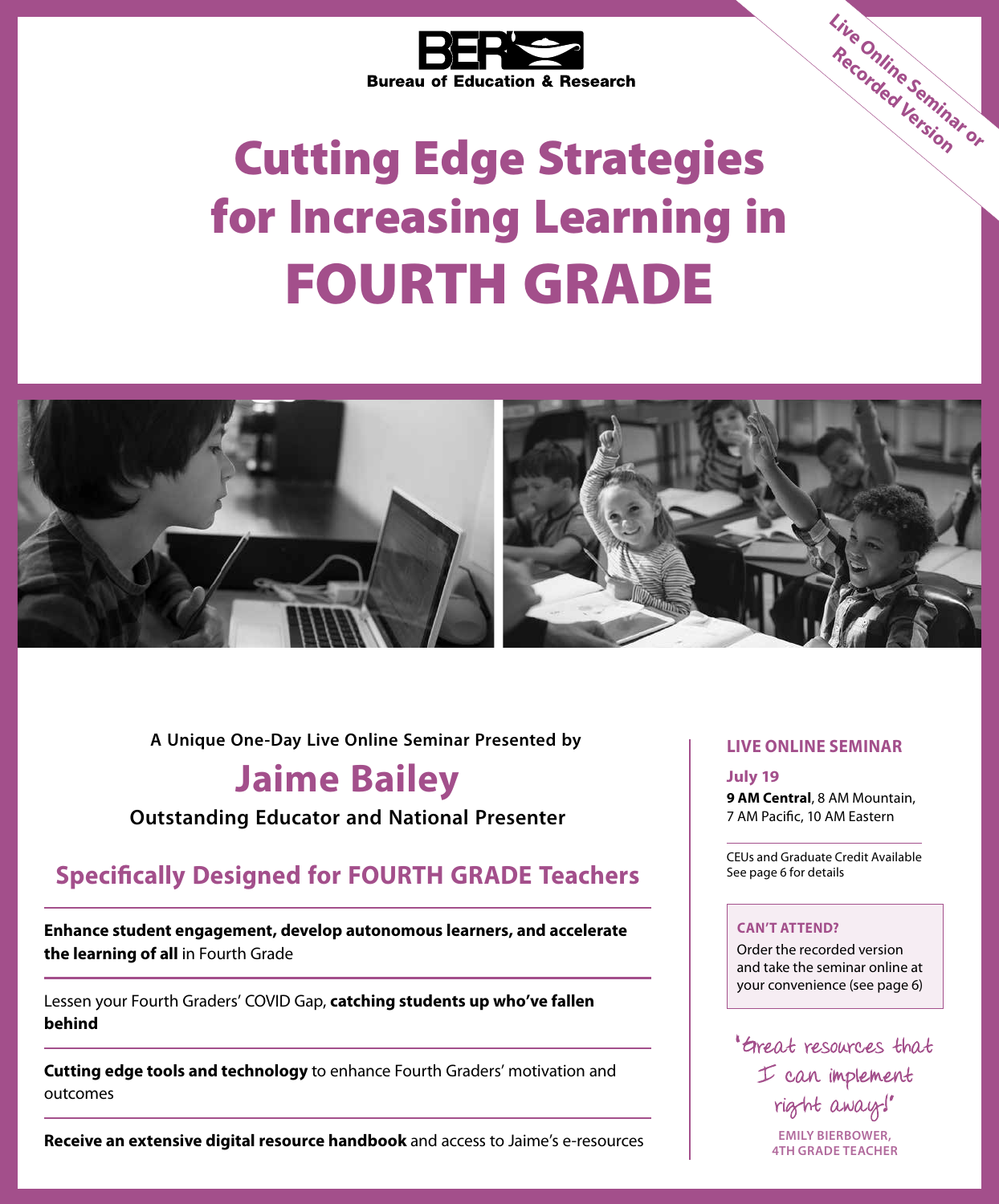Live Online Seminar or Recorded Version

**Bureau of Education & Research**

# Cutting Edge Strategies for Increasing Learning in FOURTH GRADE

**A Unique One-Day Live Online Seminar Presented by**

## Jaime Bailey

**Outstanding Educator and National Presenter**

### Specifically Designed for FOURTH GRADE Teachers

**Enhance student engagement, develop autonomous learners, and accelerate the learning of all** in Fourth Grade

Lessen your Fourth Graders' COVID Gap, **catching students up who've fallen behind**

**Cutting edge tools and technology** to enhance Fourth Graders' motivation and outcomes

**Receive an extensive digital resource handbook** and access to Jaime's e-resources

**LIVE ONLINE SEMINAR**

**July 19**
**9 AM Central**, 8 AM Mountain, 7 AM Pacific, 10 AM Eastern

CEUs and Graduate Credit Available
See page 6 for details

**CAN'T ATTEND?**
Order the recorded version and take the seminar online at your convenience (see page 6)

"Great resources that I can implement right away!"

**EMILY BIERBOWER, 4TH GRADE TEACHER**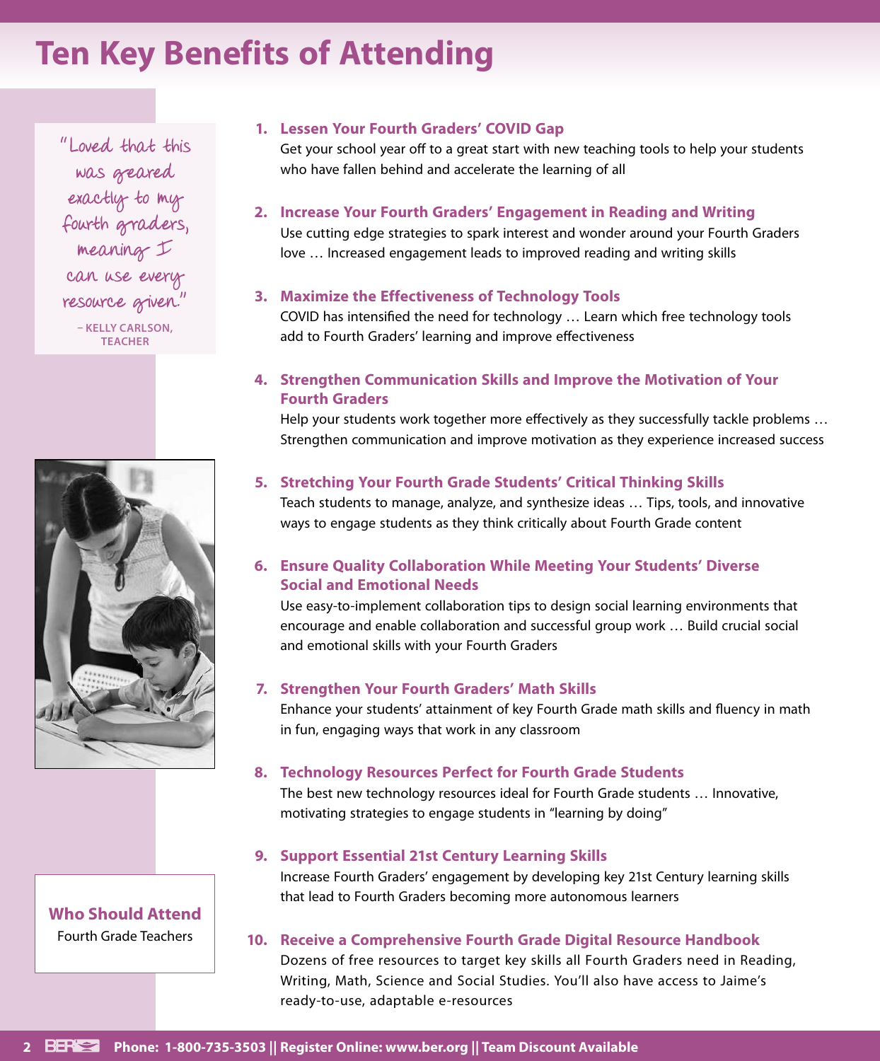# Ten Key Benefits of Attending

"Loved that this was geared exactly to my fourth graders, meaning I can use every resource given."

– KELLY CARLSON, TEACHER

1. **Lessen Your Fourth Graders' COVID Gap**
   Get your school year off to a great start with new teaching tools to help your students who have fallen behind and accelerate the learning of all

2. **Increase Your Fourth Graders' Engagement in Reading and Writing**
   Use cutting edge strategies to spark interest and wonder around your Fourth Graders love … Increased engagement leads to improved reading and writing skills

3. **Maximize the Effectiveness of Technology Tools**
   COVID has intensified the need for technology … Learn which free technology tools add to Fourth Graders' learning and improve effectiveness

4. **Strengthen Communication Skills and Improve the Motivation of Your Fourth Graders**
   Help your students work together more effectively as they successfully tackle problems … Strengthen communication and improve motivation as they experience increased success

5. **Stretching Your Fourth Grade Students' Critical Thinking Skills**
   Teach students to manage, analyze, and synthesize ideas … Tips, tools, and innovative ways to engage students as they think critically about Fourth Grade content

6. **Ensure Quality Collaboration While Meeting Your Students' Diverse Social and Emotional Needs**
   Use easy-to-implement collaboration tips to design social learning environments that encourage and enable collaboration and successful group work … Build crucial social and emotional skills with your Fourth Graders

7. **Strengthen Your Fourth Graders' Math Skills**
   Enhance your students' attainment of key Fourth Grade math skills and fluency in math in fun, engaging ways that work in any classroom

8. **Technology Resources Perfect for Fourth Grade Students**
   The best new technology resources ideal for Fourth Grade students … Innovative, motivating strategies to engage students in "learning by doing"

9. **Support Essential 21st Century Learning Skills**
   Increase Fourth Graders' engagement by developing key 21st Century learning skills that lead to Fourth Graders becoming more autonomous learners

10. **Receive a Comprehensive Fourth Grade Digital Resource Handbook**
    Dozens of free resources to target key skills all Fourth Graders need in Reading, Writing, Math, Science and Social Studies. You'll also have access to Jaime's ready-to-use, adaptable e-resources

**Who Should Attend**
Fourth Grade Teachers

**Phone: 1-800-735-3503 || Register Online: www.ber.org || Team Discount Available**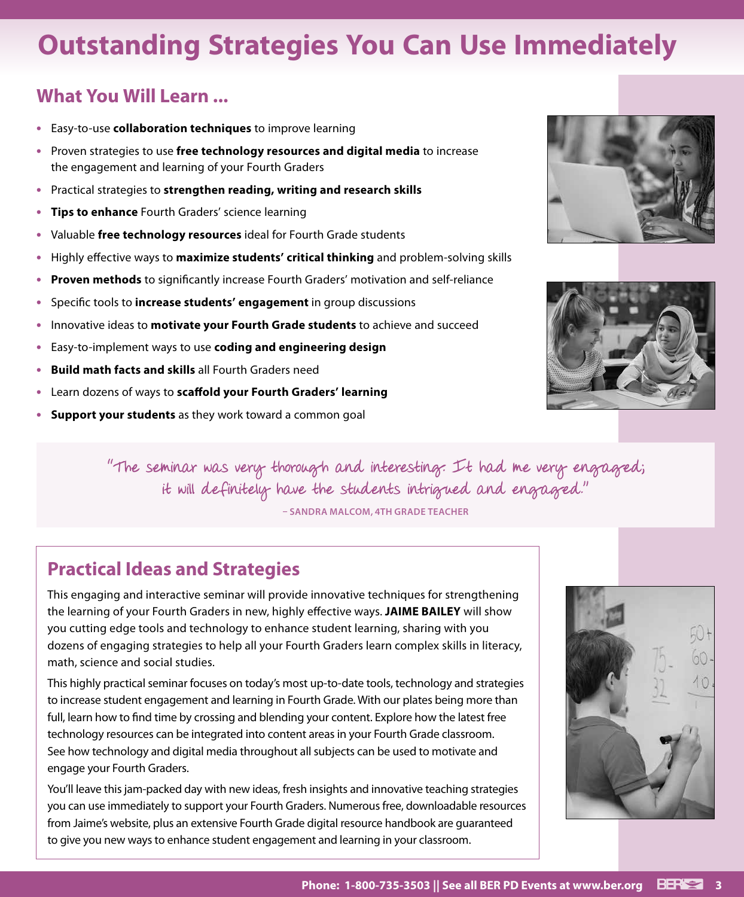# Outstanding Strategies You Can Use Immediately

## What You Will Learn ...

- Easy-to-use **collaboration techniques** to improve learning
- Proven strategies to use **free technology resources and digital media** to increase the engagement and learning of your Fourth Graders
- Practical strategies to **strengthen reading, writing and research skills**
- **Tips to enhance** Fourth Graders' science learning
- Valuable **free technology resources** ideal for Fourth Grade students
- Highly effective ways to **maximize students' critical thinking** and problem-solving skills
- **Proven methods** to significantly increase Fourth Graders' motivation and self-reliance
- Specific tools to **increase students' engagement** in group discussions
- Innovative ideas to **motivate your Fourth Grade students** to achieve and succeed
- Easy-to-implement ways to use **coding and engineering design**
- **Build math facts and skills** all Fourth Graders need
- Learn dozens of ways to **scaffold your Fourth Graders' learning**
- **Support your students** as they work toward a common goal

"The seminar was very thorough and interesting. It had me very engaged; it will definitely have the students intrigued and engaged."

– SANDRA MALCOM, 4TH GRADE TEACHER

## Practical Ideas and Strategies

This engaging and interactive seminar will provide innovative techniques for strengthening the learning of your Fourth Graders in new, highly effective ways. **JAIME BAILEY** will show you cutting edge tools and technology to enhance student learning, sharing with you dozens of engaging strategies to help all your Fourth Graders learn complex skills in literacy, math, science and social studies.

This highly practical seminar focuses on today's most up-to-date tools, technology and strategies to increase student engagement and learning in Fourth Grade. With our plates being more than full, learn how to find time by crossing and blending your content. Explore how the latest free technology resources can be integrated into content areas in your Fourth Grade classroom. See how technology and digital media throughout all subjects can be used to motivate and engage your Fourth Graders.

You'll leave this jam-packed day with new ideas, fresh insights and innovative teaching strategies you can use immediately to support your Fourth Graders. Numerous free, downloadable resources from Jaime's website, plus an extensive Fourth Grade digital resource handbook are guaranteed to give you new ways to enhance student engagement and learning in your classroom.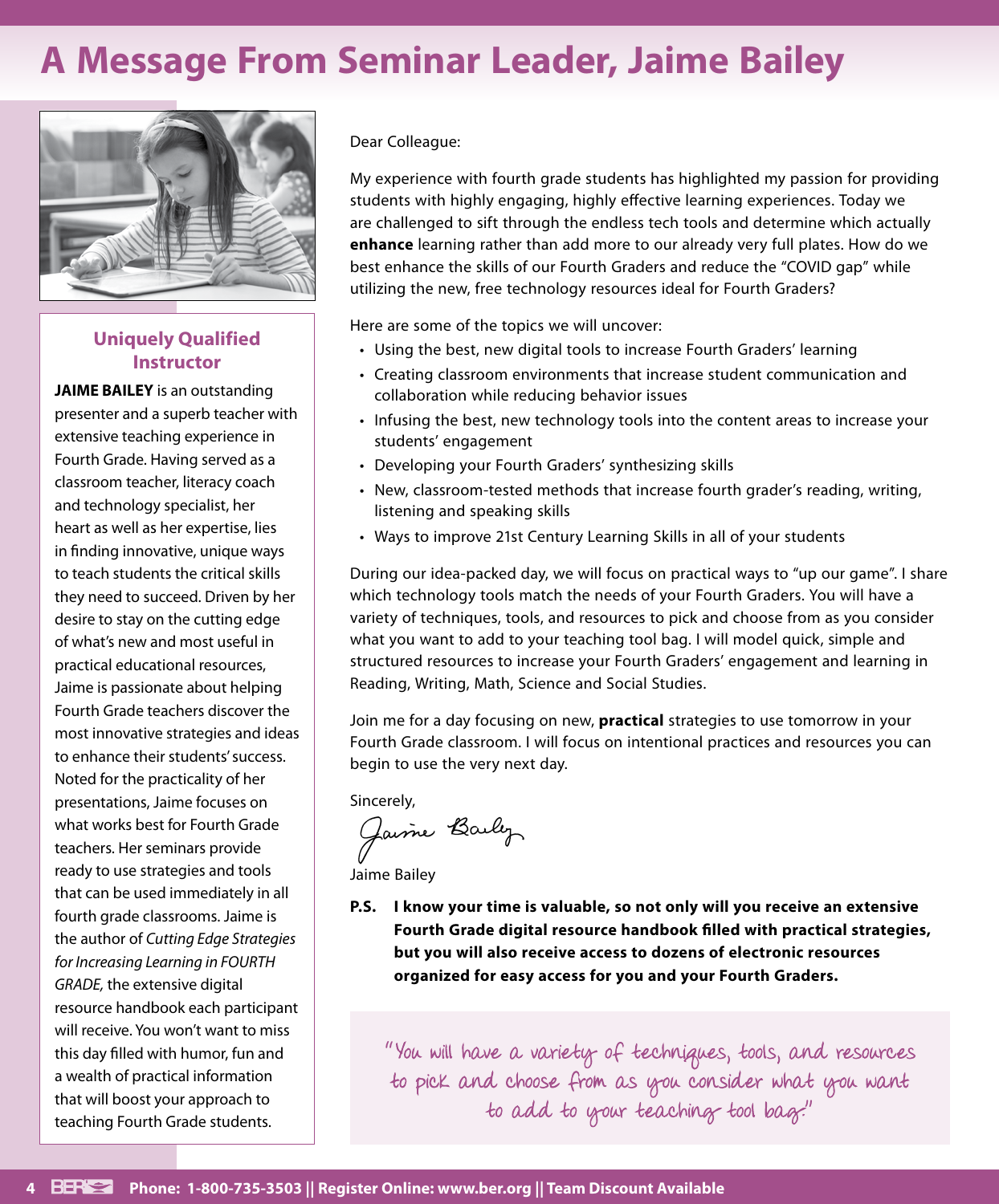# A Message From Seminar Leader, Jaime Bailey

### Uniquely Qualified Instructor

**JAIME BAILEY** is an outstanding presenter and a superb teacher with extensive teaching experience in Fourth Grade. Having served as a classroom teacher, literacy coach and technology specialist, her heart as well as her expertise, lies in finding innovative, unique ways to teach students the critical skills they need to succeed. Driven by her desire to stay on the cutting edge of what's new and most useful in practical educational resources, Jaime is passionate about helping Fourth Grade teachers discover the most innovative strategies and ideas to enhance their students' success. Noted for the practicality of her presentations, Jaime focuses on what works best for Fourth Grade teachers. Her seminars provide ready to use strategies and tools that can be used immediately in all fourth grade classrooms. Jaime is the author of *Cutting Edge Strategies for Increasing Learning in FOURTH GRADE,* the extensive digital resource handbook each participant will receive. You won't want to miss this day filled with humor, fun and a wealth of practical information that will boost your approach to teaching Fourth Grade students.

Dear Colleague:

My experience with fourth grade students has highlighted my passion for providing students with highly engaging, highly effective learning experiences. Today we are challenged to sift through the endless tech tools and determine which actually **enhance** learning rather than add more to our already very full plates. How do we best enhance the skills of our Fourth Graders and reduce the "COVID gap" while utilizing the new, free technology resources ideal for Fourth Graders?

Here are some of the topics we will uncover:

- Using the best, new digital tools to increase Fourth Graders' learning
- Creating classroom environments that increase student communication and collaboration while reducing behavior issues
- Infusing the best, new technology tools into the content areas to increase your students' engagement
- Developing your Fourth Graders' synthesizing skills
- New, classroom-tested methods that increase fourth grader's reading, writing, listening and speaking skills
- Ways to improve 21st Century Learning Skills in all of your students

During our idea-packed day, we will focus on practical ways to "up our game". I share which technology tools match the needs of your Fourth Graders. You will have a variety of techniques, tools, and resources to pick and choose from as you consider what you want to add to your teaching tool bag. I will model quick, simple and structured resources to increase your Fourth Graders' engagement and learning in Reading, Writing, Math, Science and Social Studies.

Join me for a day focusing on new, **practical** strategies to use tomorrow in your Fourth Grade classroom. I will focus on intentional practices and resources you can begin to use the very next day.

Sincerely,

Jaime Bailey

Jaime Bailey

**P.S. I know your time is valuable, so not only will you receive an extensive Fourth Grade digital resource handbook filled with practical strategies, but you will also receive access to dozens of electronic resources organized for easy access for you and your Fourth Graders.**

"You will have a variety of techniques, tools, and resources to pick and choose from as you consider what you want to add to your teaching tool bag."

**Phone: 1-800-735-3503 || Register Online: www.ber.org || Team Discount Available**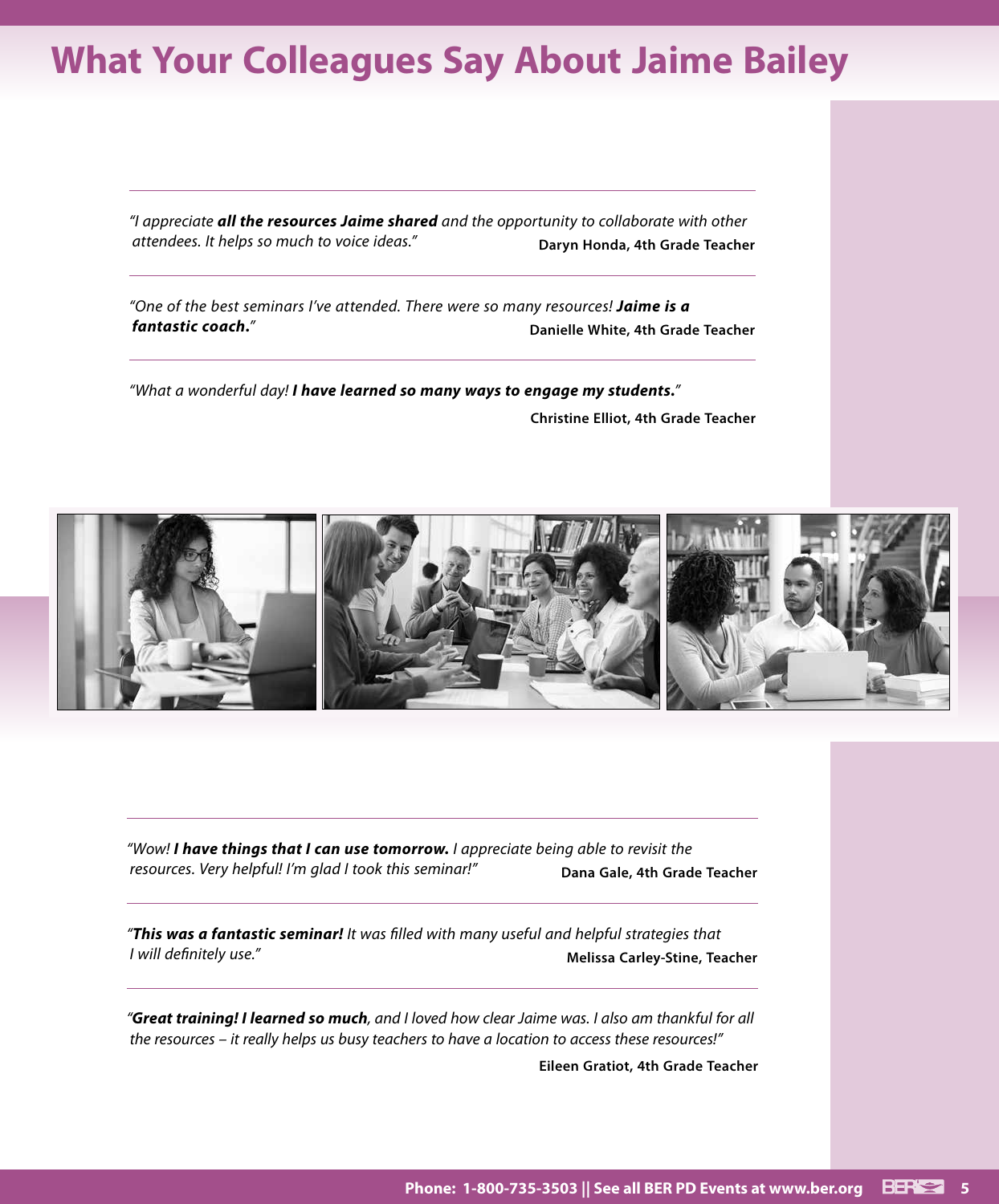# What Your Colleagues Say About Jaime Bailey

---

*"I appreciate **all the resources Jaime shared** and the opportunity to collaborate with other attendees. It helps so much to voice ideas."*
**Daryn Honda, 4th Grade Teacher**

---

*"One of the best seminars I've attended. There were so many resources! **Jaime is a fantastic coach.**"*
**Danielle White, 4th Grade Teacher**

---

*"What a wonderful day! **I have learned so many ways to engage my students.**"*
**Christine Elliot, 4th Grade Teacher**

---

*"Wow! **I have things that I can use tomorrow.** I appreciate being able to revisit the resources. Very helpful! I'm glad I took this seminar!"*
**Dana Gale, 4th Grade Teacher**

---

*"**This was a fantastic seminar!** It was filled with many useful and helpful strategies that I will definitely use."*
**Melissa Carley-Stine, Teacher**

---

*"**Great training! I learned so much**, and I loved how clear Jaime was. I also am thankful for all the resources – it really helps us busy teachers to have a location to access these resources!"*
**Eileen Gratiot, 4th Grade Teacher**

**Phone: 1-800-735-3503 || See all BER PD Events at www.ber.org**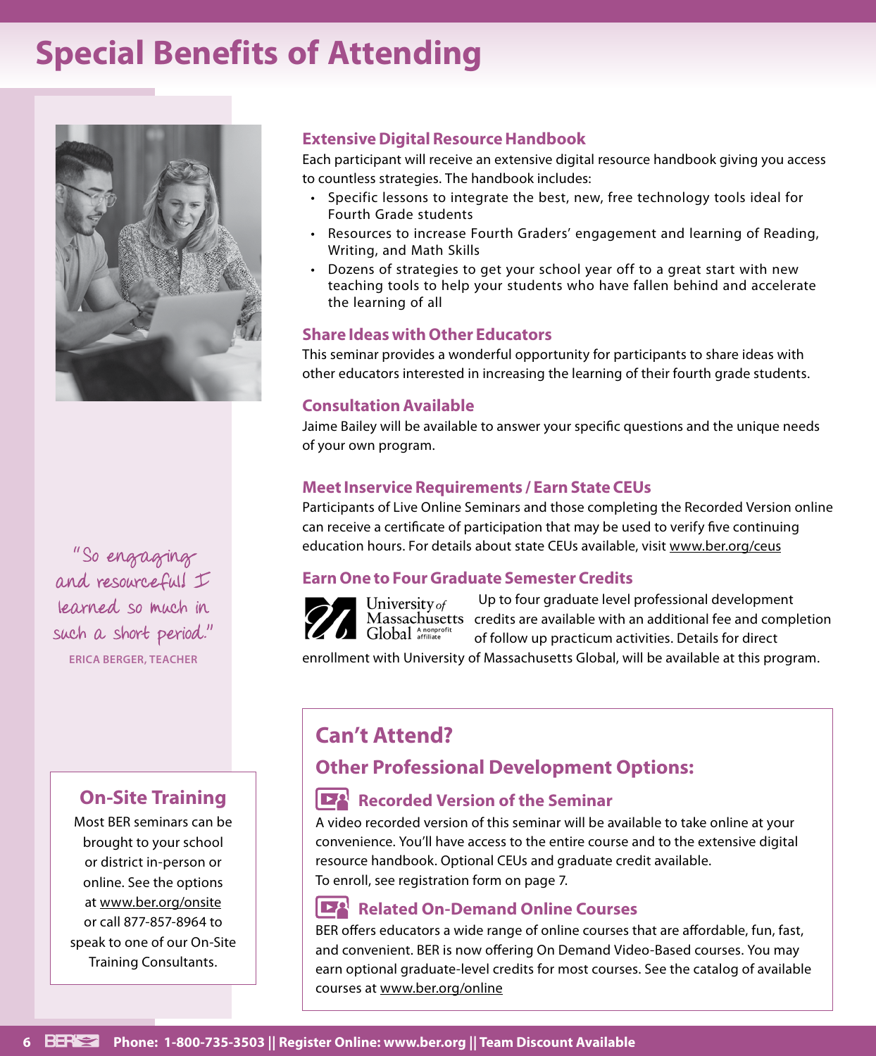# Special Benefits of Attending

"So engaging and resourceful! I learned so much in such a short period."
**ERICA BERGER, TEACHER**

### Extensive Digital Resource Handbook

Each participant will receive an extensive digital resource handbook giving you access to countless strategies. The handbook includes:

- Specific lessons to integrate the best, new, free technology tools ideal for Fourth Grade students
- Resources to increase Fourth Graders' engagement and learning of Reading, Writing, and Math Skills
- Dozens of strategies to get your school year off to a great start with new teaching tools to help your students who have fallen behind and accelerate the learning of all

### Share Ideas with Other Educators

This seminar provides a wonderful opportunity for participants to share ideas with other educators interested in increasing the learning of their fourth grade students.

### Consultation Available

Jaime Bailey will be available to answer your specific questions and the unique needs of your own program.

### Meet Inservice Requirements / Earn State CEUs

Participants of Live Online Seminars and those completing the Recorded Version online can receive a certificate of participation that may be used to verify five continuing education hours. For details about state CEUs available, visit www.ber.org/ceus

### Earn One to Four Graduate Semester Credits

University of Massachusetts Global — A nonprofit affiliate

Up to four graduate level professional development credits are available with an additional fee and completion of follow up practicum activities. Details for direct enrollment with University of Massachusetts Global, will be available at this program.

## On-Site Training

Most BER seminars can be brought to your school or district in-person or online. See the options at www.ber.org/onsite or call 877-857-8964 to speak to one of our On-Site Training Consultants.

## Can't Attend?

### Other Professional Development Options:

#### Recorded Version of the Seminar

A video recorded version of this seminar will be available to take online at your convenience. You'll have access to the entire course and to the extensive digital resource handbook. Optional CEUs and graduate credit available.
To enroll, see registration form on page 7.

#### Related On-Demand Online Courses

BER offers educators a wide range of online courses that are affordable, fun, fast, and convenient. BER is now offering On Demand Video-Based courses. You may earn optional graduate-level credits for most courses. See the catalog of available courses at www.ber.org/online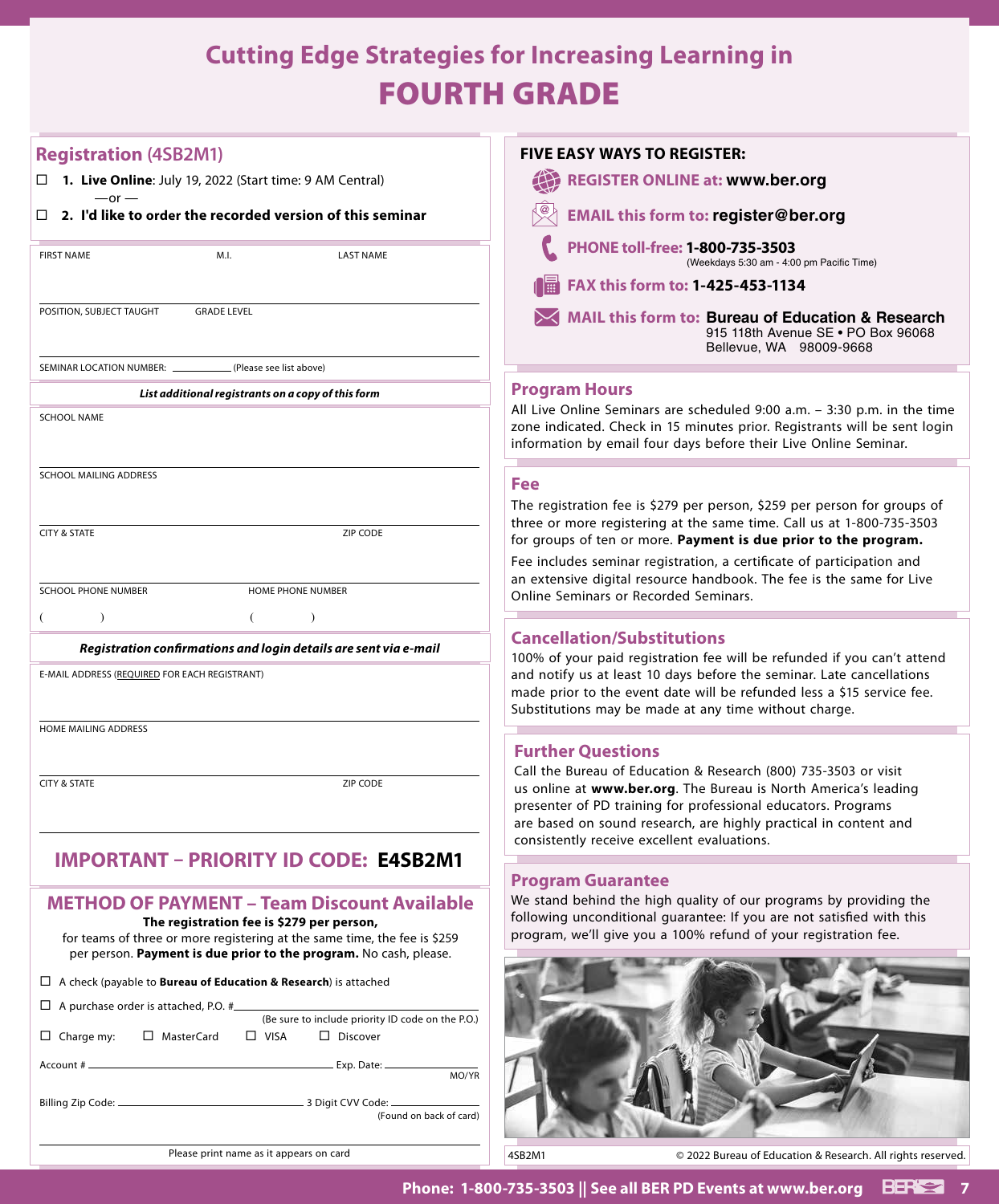# Cutting Edge Strategies for Increasing Learning in FOURTH GRADE

## Registration (4SB2M1)

☐ **1. Live Online**: July 19, 2022 (Start time: 9 AM Central)
—or —
☐ **2. I'd like to order the recorded version of this seminar**

FIRST NAME | M.I. | LAST NAME

POSITION, SUBJECT TAUGHT | GRADE LEVEL

SEMINAR LOCATION NUMBER: ________ (Please see list above)

***List additional registrants on a copy of this form***

SCHOOL NAME

SCHOOL MAILING ADDRESS

CITY & STATE | ZIP CODE

SCHOOL PHONE NUMBER ( ) | HOME PHONE NUMBER ( )

***Registration confirmations and login details are sent via e-mail***

E-MAIL ADDRESS (REQUIRED FOR EACH REGISTRANT)

HOME MAILING ADDRESS

CITY & STATE | ZIP CODE

## IMPORTANT – PRIORITY ID CODE: E4SB2M1

## METHOD OF PAYMENT – Team Discount Available

**The registration fee is $279 per person,**
for teams of three or more registering at the same time, the fee is $259 per person. **Payment is due prior to the program.** No cash, please.

☐ A check (payable to **Bureau of Education & Research**) is attached

☐ A purchase order is attached, P.O. # ________ (Be sure to include priority ID code on the P.O.)

☐ Charge my: ☐ MasterCard ☐ VISA ☐ Discover

Account # ________ Exp. Date: ________ MO/YR

Billing Zip Code: ________ 3 Digit CVV Code: ________ (Found on back of card)

________
Please print name as it appears on card

## FIVE EASY WAYS TO REGISTER:

- **REGISTER ONLINE at: www.ber.org**
- **EMAIL this form to: register@ber.org**
- **PHONE toll-free: 1-800-735-3503** (Weekdays 5:30 am - 4:00 pm Pacific Time)
- **FAX this form to: 1-425-453-1134**
- **MAIL this form to: Bureau of Education & Research**
  915 118th Avenue SE • PO Box 96068
  Bellevue, WA 98009-9668

## Program Hours

All Live Online Seminars are scheduled 9:00 a.m. – 3:30 p.m. in the time zone indicated. Check in 15 minutes prior. Registrants will be sent login information by email four days before their Live Online Seminar.

## Fee

The registration fee is $279 per person, $259 per person for groups of three or more registering at the same time. Call us at 1-800-735-3503 for groups of ten or more. **Payment is due prior to the program.**

Fee includes seminar registration, a certificate of participation and an extensive digital resource handbook. The fee is the same for Live Online Seminars or Recorded Seminars.

## Cancellation/Substitutions

100% of your paid registration fee will be refunded if you can't attend and notify us at least 10 days before the seminar. Late cancellations made prior to the event date will be refunded less a $15 service fee. Substitutions may be made at any time without charge.

## Further Questions

Call the Bureau of Education & Research (800) 735-3503 or visit us online at **www.ber.org**. The Bureau is North America's leading presenter of PD training for professional educators. Programs are based on sound research, are highly practical in content and consistently receive excellent evaluations.

## Program Guarantee

We stand behind the high quality of our programs by providing the following unconditional guarantee: If you are not satisfied with this program, we'll give you a 100% refund of your registration fee.

4SB2M1 © 2022 Bureau of Education & Research. All rights reserved.

**Phone: 1-800-735-3503 || See all BER PD Events at www.ber.org**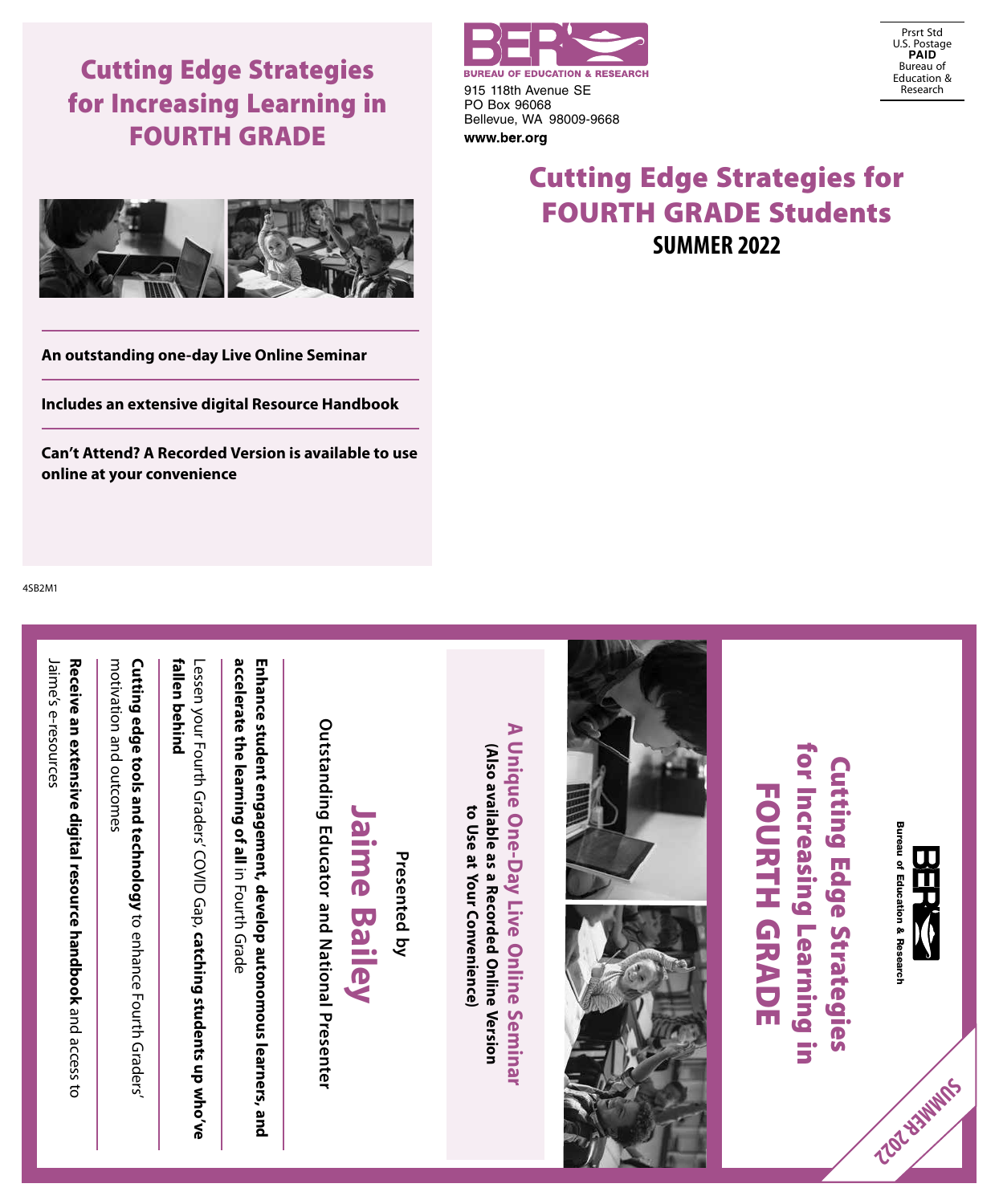# Cutting Edge Strategies for Increasing Learning in FOURTH GRADE

**An outstanding one-day Live Online Seminar**

**Includes an extensive digital Resource Handbook**

**Can't Attend? A Recorded Version is available to use online at your convenience**

4SB2M1

BER BUREAU OF EDUCATION & RESEARCH
915 118th Avenue SE
PO Box 96068
Bellevue, WA 98009-9668
**www.ber.org**

Prsrt Std
U.S. Postage
**PAID**
Bureau of Education & Research

## Cutting Edge Strategies for FOURTH GRADE Students
**SUMMER 2022**

---

Bureau of Education & Research

# Cutting Edge Strategies for Increasing Learning in FOURTH GRADE

SUMMER 2022

**A Unique One-Day Live Online Seminar**
**(Also available as a Recorded Online Version to Use at Your Convenience)**

Presented by
## Jaime Bailey
**Outstanding Educator and National Presenter**

- **Enhance student engagement, develop autonomous learners, and accelerate the learning of all** in Fourth Grade
- Lessen your Fourth Graders' COVID Gap, **catching students up who've fallen behind**
- **Cutting edge tools and technology** to enhance Fourth Graders' motivation and outcomes
- **Receive an extensive digital resource handbook** and access to Jaime's e-resources